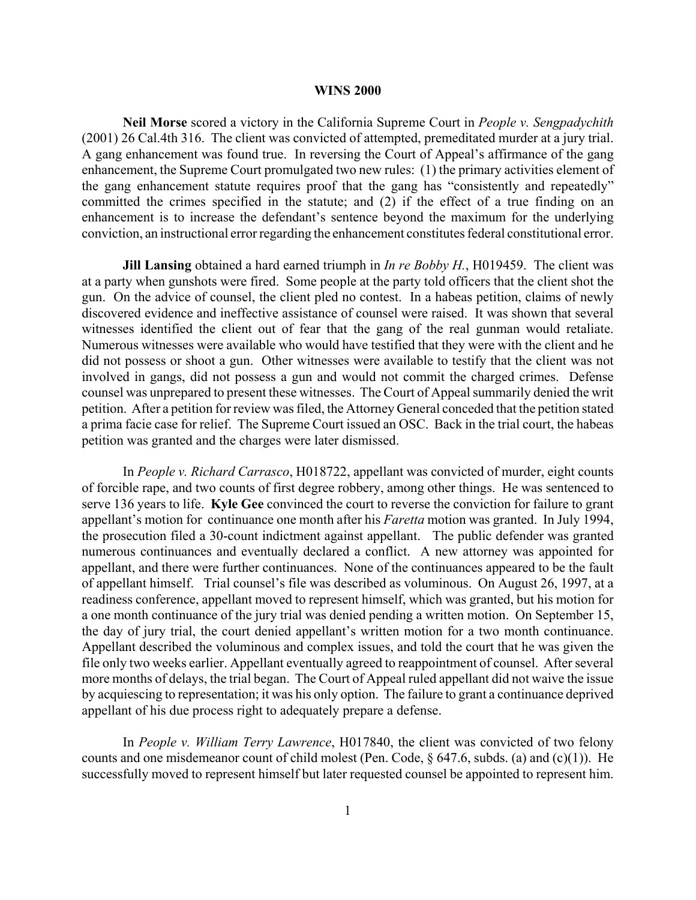# WINS 2000

**Neil Morse** scored a victory in the California Supreme Court in *People v. Sengpadychith* (2001) 26 Cal.4th 316. The client was convicted of attempted, premeditated murder at a jury trial. A gang enhancement was found true. In reversing the Court of Appeal's affirmance of the gang enhancement, the Supreme Court promulgated two new rules: (1) the primary activities element of the gang enhancement statute requires proof that the gang has "consistently and repeatedly" committed the crimes specified in the statute; and (2) if the effect of a true finding on an enhancement is to increase the defendant's sentence beyond the maximum for the underlying conviction, an instructional error regarding the enhancement constitutes federal constitutional error.

**Jill Lansing** obtained a hard earned triumph in *In re Bobby H.*, H019459. The client was at a party when gunshots were fired. Some people at the party told officers that the client shot the gun. On the advice of counsel, the client pled no contest. In a habeas petition, claims of newly discovered evidence and ineffective assistance of counsel were raised. It was shown that several witnesses identified the client out of fear that the gang of the real gunman would retaliate. Numerous witnesses were available who would have testified that they were with the client and he did not possess or shoot a gun. Other witnesses were available to testify that the client was not involved in gangs, did not possess a gun and would not commit the charged crimes. Defense counsel was unprepared to present these witnesses. The Court of Appeal summarily denied the writ petition. After a petition for review was filed, the Attorney General conceded that the petition stated a prima facie case for relief. The Supreme Court issued an OSC. Back in the trial court, the habeas petition was granted and the charges were later dismissed.

In *People v. Richard Carrasco*, H018722, appellant was convicted of murder, eight counts of forcible rape, and two counts of first degree robbery, among other things. He was sentenced to serve 136 years to life. **Kyle Gee** convinced the court to reverse the conviction for failure to grant appellant's motion for continuance one month after his *Faretta* motion was granted. In July 1994, the prosecution filed a 30-count indictment against appellant. The public defender was granted numerous continuances and eventually declared a conflict. A new attorney was appointed for appellant, and there were further continuances. None of the continuances appeared to be the fault of appellant himself. Trial counsel's file was described as voluminous. On August 26, 1997, at a readiness conference, appellant moved to represent himself, which was granted, but his motion for a one month continuance of the jury trial was denied pending a written motion. On September 15, the day of jury trial, the court denied appellant's written motion for a two month continuance. Appellant described the voluminous and complex issues, and told the court that he was given the file only two weeks earlier. Appellant eventually agreed to reappointment of counsel. After several more months of delays, the trial began. The Court of Appeal ruled appellant did not waive the issue by acquiescing to representation; it was his only option. The failure to grant a continuance deprived appellant of his due process right to adequately prepare a defense.

In *People v. William Terry Lawrence*, H017840, the client was convicted of two felony counts and one misdemeanor count of child molest (Pen. Code, § 647.6, subds. (a) and (c)(1)). He successfully moved to represent himself but later requested counsel be appointed to represent him.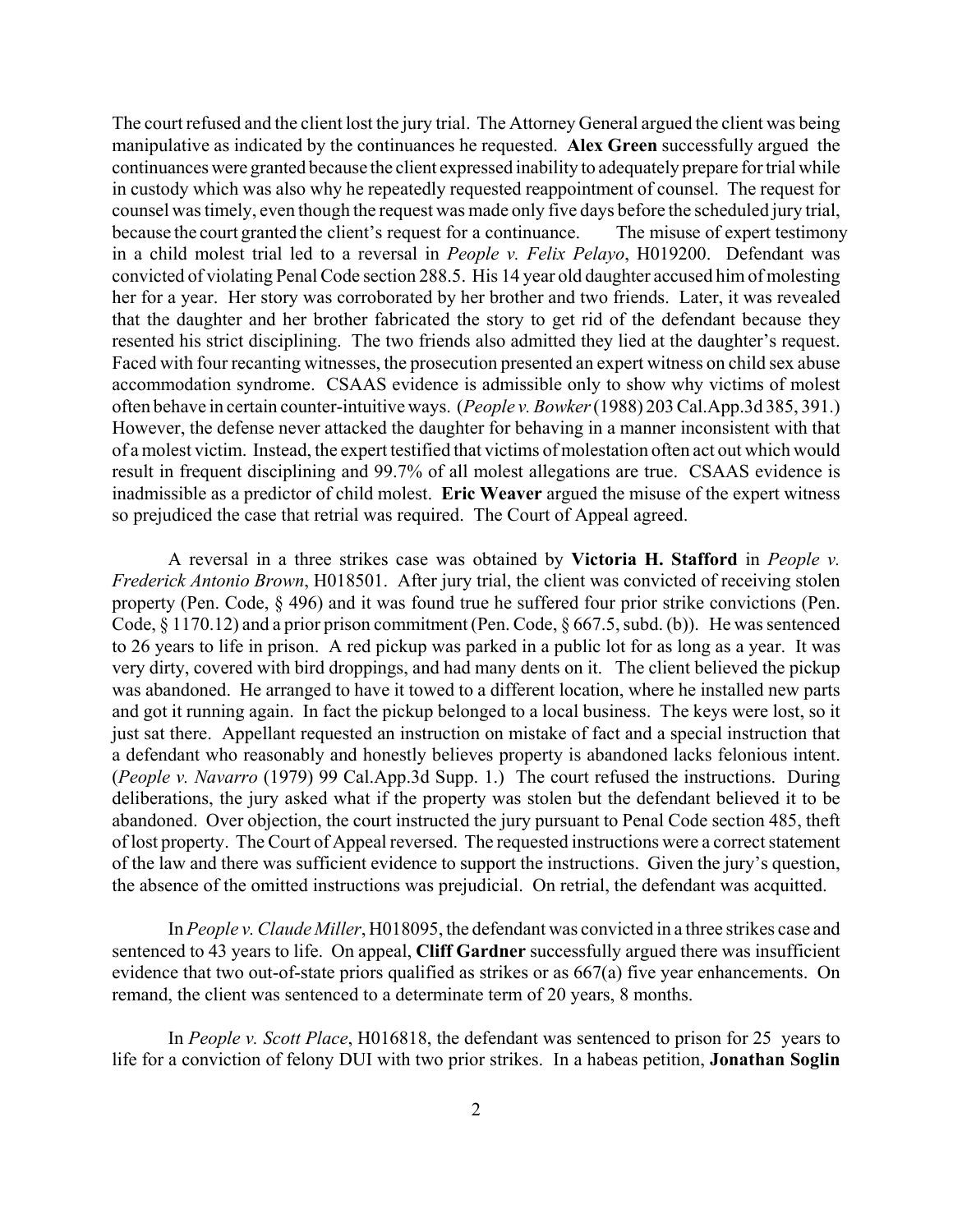The court refused and the client lost the jury trial. The Attorney General argued the client was being manipulative as indicated by the continuances he requested. **Alex Green** successfully argued the continuances were granted because the client expressed inability to adequately prepare for trial while in custody which was also why he repeatedly requested reappointment of counsel. The request for counsel was timely, even though the request was made only five days before the scheduled jury trial, because the court granted the client's request for a continuance. The misuse of expert testimony in a child molest trial led to a reversal in *People v. Felix Pelayo*, H019200. Defendant was convicted of violating Penal Code section 288.5. His 14 year old daughter accused him of molesting her for a year. Her story was corroborated by her brother and two friends. Later, it was revealed that the daughter and her brother fabricated the story to get rid of the defendant because they resented his strict disciplining. The two friends also admitted they lied at the daughter's request. Faced with four recanting witnesses, the prosecution presented an expert witness on child sex abuse accommodation syndrome. CSAAS evidence is admissible only to show why victims of molest often behave in certain counter-intuitive ways. (*People v. Bowker* (1988) 203 Cal.App.3d 385, 391.) However, the defense never attacked the daughter for behaving in a manner inconsistent with that of a molest victim. Instead, the expert testified that victims of molestation often act out which would result in frequent disciplining and 99.7% of all molest allegations are true. CSAAS evidence is inadmissible as a predictor of child molest. **Eric Weaver** argued the misuse of the expert witness so prejudiced the case that retrial was required. The Court of Appeal agreed.

A reversal in a three strikes case was obtained by **Victoria H. Stafford** in *People v. Frederick Antonio Brown*, H018501. After jury trial, the client was convicted of receiving stolen property (Pen. Code, § 496) and it was found true he suffered four prior strike convictions (Pen. Code, § 1170.12) and a prior prison commitment (Pen. Code, § 667.5, subd. (b)). He was sentenced to 26 years to life in prison. A red pickup was parked in a public lot for as long as a year. It was very dirty, covered with bird droppings, and had many dents on it. The client believed the pickup was abandoned. He arranged to have it towed to a different location, where he installed new parts and got it running again. In fact the pickup belonged to a local business. The keys were lost, so it just sat there. Appellant requested an instruction on mistake of fact and a special instruction that a defendant who reasonably and honestly believes property is abandoned lacks felonious intent. (*People v. Navarro* (1979) 99 Cal.App.3d Supp. 1.) The court refused the instructions. During deliberations, the jury asked what if the property was stolen but the defendant believed it to be abandoned. Over objection, the court instructed the jury pursuant to Penal Code section 485, theft of lost property. The Court of Appeal reversed. The requested instructions were a correct statement of the law and there was sufficient evidence to support the instructions. Given the jury's question, the absence of the omitted instructions was prejudicial. On retrial, the defendant was acquitted.

In *People v. Claude Miller*, H018095, the defendant was convicted in a three strikes case and sentenced to 43 years to life. On appeal, **Cliff Gardner** successfully argued there was insufficient evidence that two out-of-state priors qualified as strikes or as 667(a) five year enhancements. On remand, the client was sentenced to a determinate term of 20 years, 8 months.

In *People v. Scott Place*, H016818, the defendant was sentenced to prison for 25 years to life for a conviction of felony DUI with two prior strikes. In a habeas petition, **Jonathan Soglin**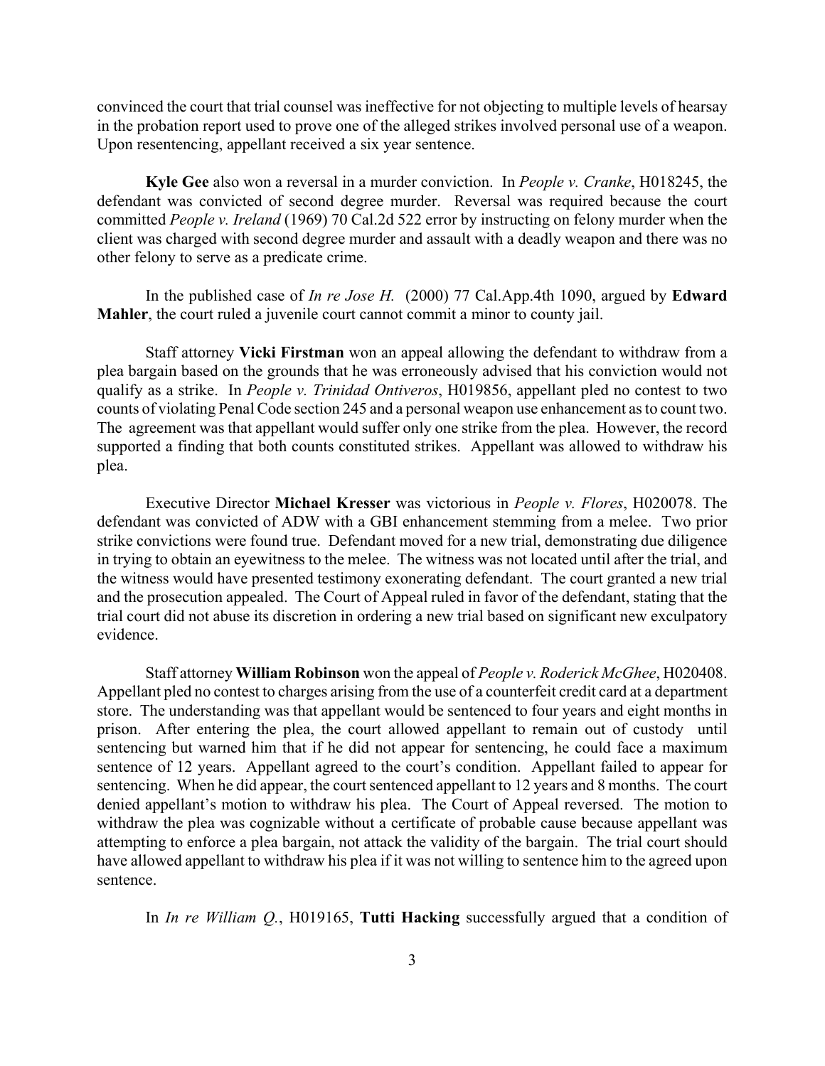convinced the court that trial counsel was ineffective for not objecting to multiple levels of hearsay in the probation report used to prove one of the alleged strikes involved personal use of a weapon. Upon resentencing, appellant received a six year sentence.

**Kyle Gee** also won a reversal in a murder conviction. In *People v. Cranke*, H018245, the defendant was convicted of second degree murder. Reversal was required because the court committed *People v. Ireland* (1969) 70 Cal.2d 522 error by instructing on felony murder when the client was charged with second degree murder and assault with a deadly weapon and there was no other felony to serve as a predicate crime.

In the published case of *In re Jose H.* (2000) 77 Cal.App.4th 1090, argued by **Edward Mahler**, the court ruled a juvenile court cannot commit a minor to county jail.

Staff attorney **Vicki Firstman** won an appeal allowing the defendant to withdraw from a plea bargain based on the grounds that he was erroneously advised that his conviction would not qualify as a strike. In *People v. Trinidad Ontiveros*, H019856, appellant pled no contest to two counts of violating Penal Code section 245 and a personal weapon use enhancement as to count two. The agreement was that appellant would suffer only one strike from the plea. However, the record supported a finding that both counts constituted strikes. Appellant was allowed to withdraw his plea.

Executive Director **Michael Kresser** was victorious in *People v. Flores*, H020078. The defendant was convicted of ADW with a GBI enhancement stemming from a melee. Two prior strike convictions were found true. Defendant moved for a new trial, demonstrating due diligence in trying to obtain an eyewitness to the melee. The witness was not located until after the trial, and the witness would have presented testimony exonerating defendant. The court granted a new trial and the prosecution appealed. The Court of Appeal ruled in favor of the defendant, stating that the trial court did not abuse its discretion in ordering a new trial based on significant new exculpatory evidence.

Staff attorney **William Robinson** won the appeal of *People v. Roderick McGhee*, H020408. Appellant pled no contest to charges arising from the use of a counterfeit credit card at a department store. The understanding was that appellant would be sentenced to four years and eight months in prison. After entering the plea, the court allowed appellant to remain out of custody until sentencing but warned him that if he did not appear for sentencing, he could face a maximum sentence of 12 years. Appellant agreed to the court's condition. Appellant failed to appear for sentencing. When he did appear, the court sentenced appellant to 12 years and 8 months. The court denied appellant's motion to withdraw his plea. The Court of Appeal reversed. The motion to withdraw the plea was cognizable without a certificate of probable cause because appellant was attempting to enforce a plea bargain, not attack the validity of the bargain. The trial court should have allowed appellant to withdraw his plea if it was not willing to sentence him to the agreed upon sentence.

In *In re William Q.*, H019165, **Tutti Hacking** successfully argued that a condition of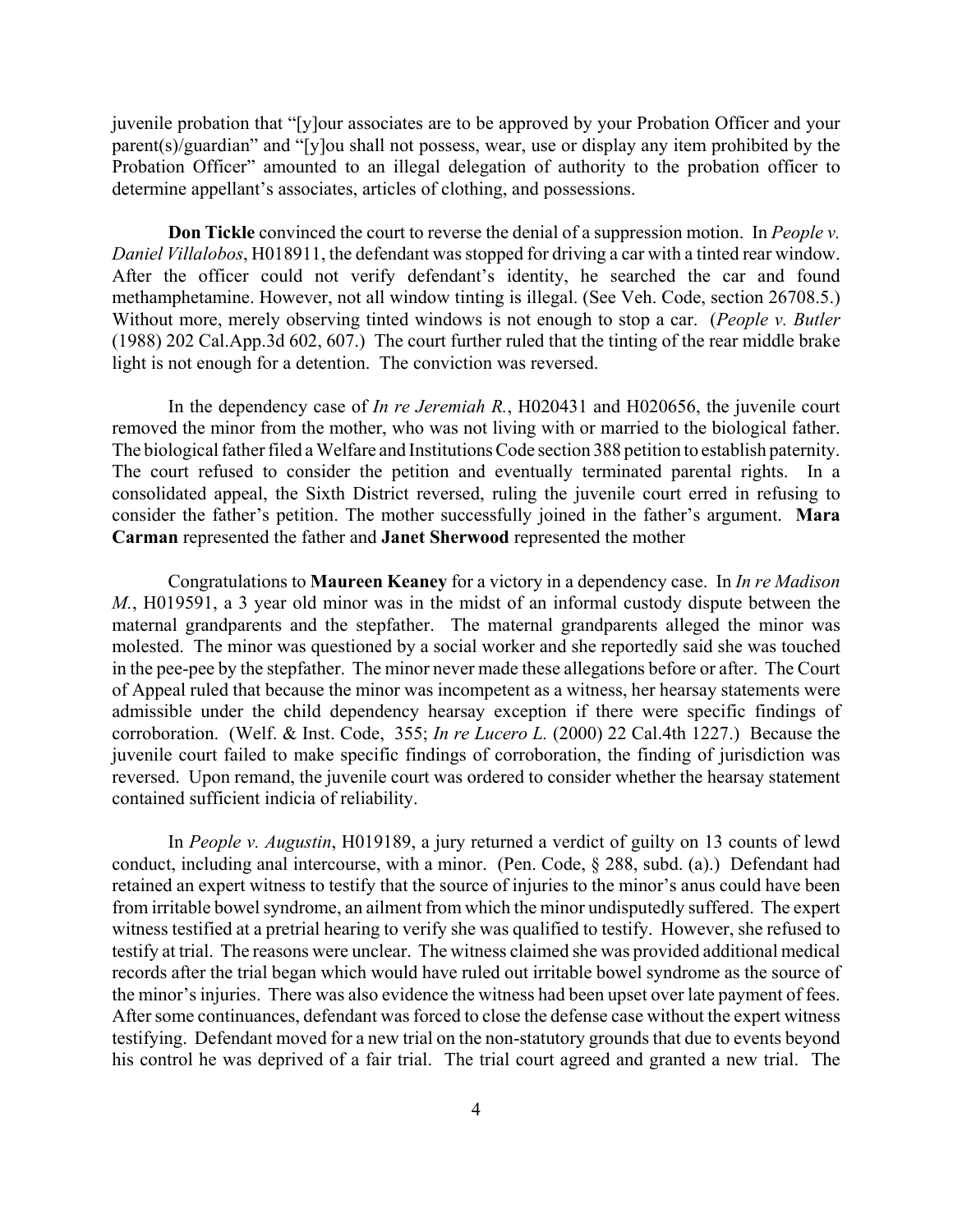juvenile probation that "[y]our associates are to be approved by your Probation Officer and your parent(s)/guardian" and "[y]ou shall not possess, wear, use or display any item prohibited by the Probation Officer" amounted to an illegal delegation of authority to the probation officer to determine appellant's associates, articles of clothing, and possessions.

**Don Tickle** convinced the court to reverse the denial of a suppression motion. In *People v. Daniel Villalobos*, H018911, the defendant was stopped for driving a car with a tinted rear window. After the officer could not verify defendant's identity, he searched the car and found methamphetamine. However, not all window tinting is illegal. (See Veh. Code, section 26708.5.) Without more, merely observing tinted windows is not enough to stop a car. (*People v. Butler* (1988) 202 Cal.App.3d 602, 607.) The court further ruled that the tinting of the rear middle brake light is not enough for a detention. The conviction was reversed.

In the dependency case of *In re Jeremiah R.*, H020431 and H020656, the juvenile court removed the minor from the mother, who was not living with or married to the biological father. The biological father filed a Welfare and Institutions Code section 388 petition to establish paternity. The court refused to consider the petition and eventually terminated parental rights. In a consolidated appeal, the Sixth District reversed, ruling the juvenile court erred in refusing to consider the father's petition. The mother successfully joined in the father's argument. **Mara Carman** represented the father and **Janet Sherwood** represented the mother

Congratulations to **Maureen Keaney** for a victory in a dependency case. In *In re Madison M.*, H019591, a 3 year old minor was in the midst of an informal custody dispute between the maternal grandparents and the stepfather. The maternal grandparents alleged the minor was molested. The minor was questioned by a social worker and she reportedly said she was touched in the pee-pee by the stepfather. The minor never made these allegations before or after. The Court of Appeal ruled that because the minor was incompetent as a witness, her hearsay statements were admissible under the child dependency hearsay exception if there were specific findings of corroboration. (Welf. & Inst. Code, 355; *In re Lucero L.* (2000) 22 Cal.4th 1227.) Because the juvenile court failed to make specific findings of corroboration, the finding of jurisdiction was reversed. Upon remand, the juvenile court was ordered to consider whether the hearsay statement contained sufficient indicia of reliability.

In *People v. Augustin*, H019189, a jury returned a verdict of guilty on 13 counts of lewd conduct, including anal intercourse, with a minor. (Pen. Code, § 288, subd. (a).) Defendant had retained an expert witness to testify that the source of injuries to the minor's anus could have been from irritable bowel syndrome, an ailment from which the minor undisputedly suffered. The expert witness testified at a pretrial hearing to verify she was qualified to testify. However, she refused to testify at trial. The reasons were unclear. The witness claimed she was provided additional medical records after the trial began which would have ruled out irritable bowel syndrome as the source of the minor's injuries. There was also evidence the witness had been upset over late payment of fees. After some continuances, defendant was forced to close the defense case without the expert witness testifying. Defendant moved for a new trial on the non-statutory grounds that due to events beyond his control he was deprived of a fair trial. The trial court agreed and granted a new trial. The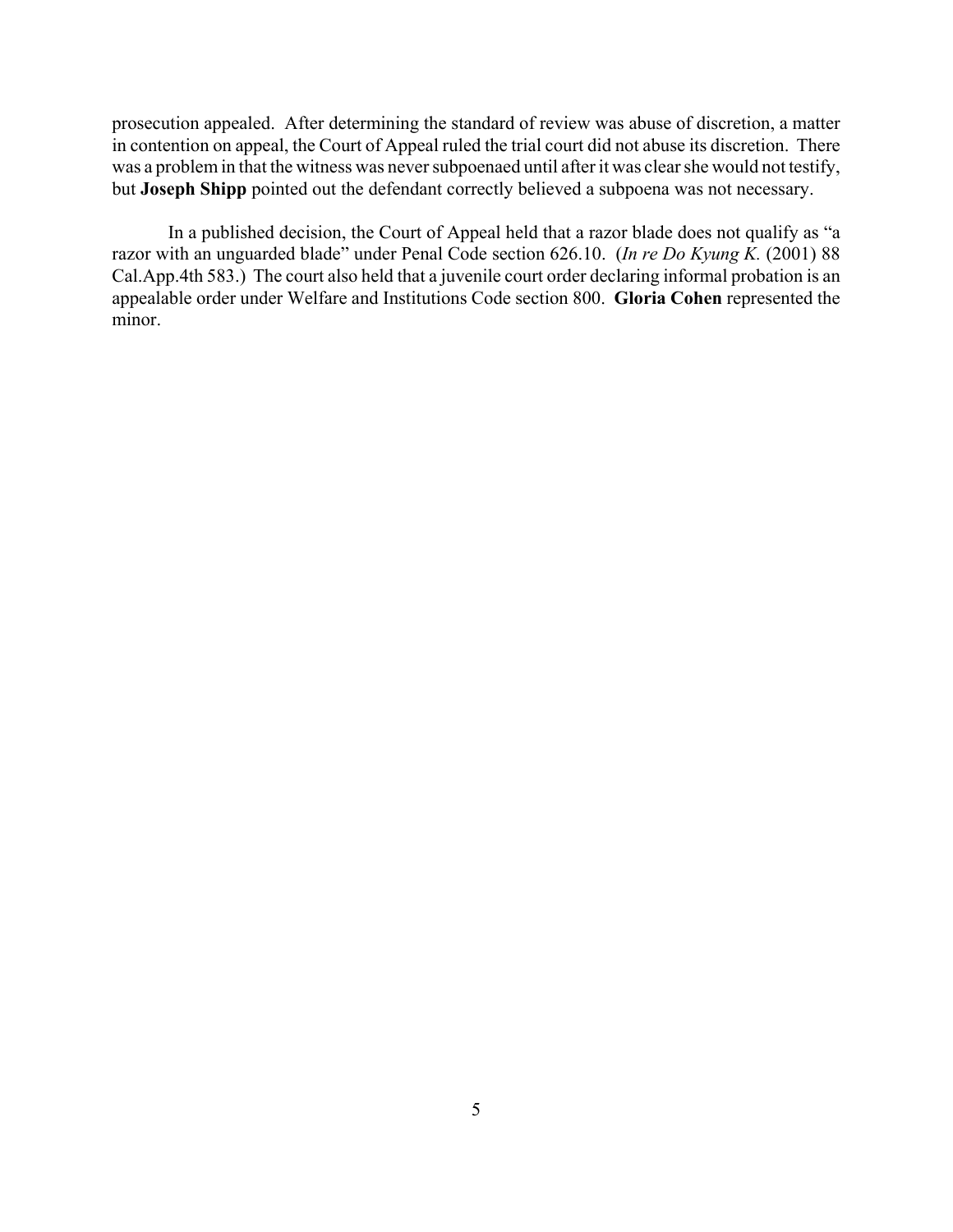prosecution appealed. After determining the standard of review was abuse of discretion, a matter in contention on appeal, the Court of Appeal ruled the trial court did not abuse its discretion. There was a problem in that the witness was never subpoenaed until after it was clear she would not testify, but **Joseph Shipp** pointed out the defendant correctly believed a subpoena was not necessary.

In a published decision, the Court of Appeal held that a razor blade does not qualify as "a razor with an unguarded blade" under Penal Code section 626.10. (*In re Do Kyung K.* (2001) 88 Cal.App.4th 583.) The court also held that a juvenile court order declaring informal probation is an appealable order under Welfare and Institutions Code section 800. **Gloria Cohen** represented the minor.